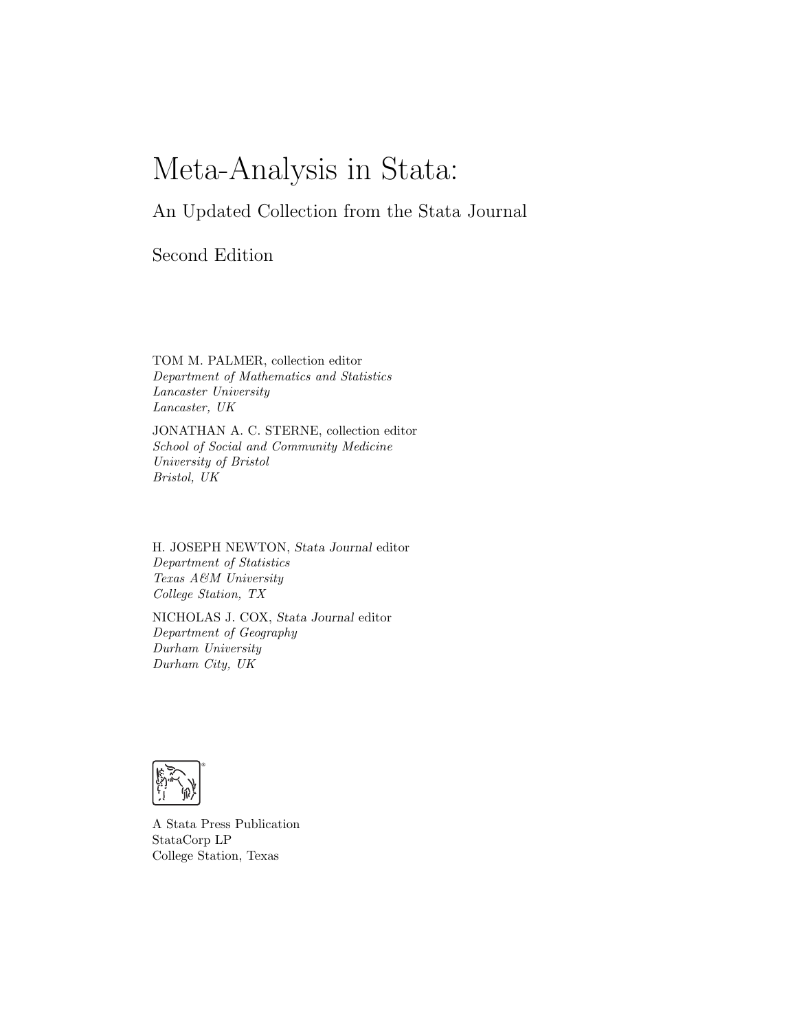# Meta-Analysis in Stata:

## An Updated Collection from the Stata Journal

## Second Edition

TOM M. PALMER, collection editor
*Department of Mathematics and Statistics*
*Lancaster University*
*Lancaster, UK*

JONATHAN A. C. STERNE, collection editor
*School of Social and Community Medicine*
*University of Bristol*
*Bristol, UK*

H. JOSEPH NEWTON, *Stata Journal* editor
*Department of Statistics*
*Texas A&M University*
*College Station, TX*

NICHOLAS J. COX, *Stata Journal* editor
*Department of Geography*
*Durham University*
*Durham City, UK*

A Stata Press Publication
StataCorp LP
College Station, Texas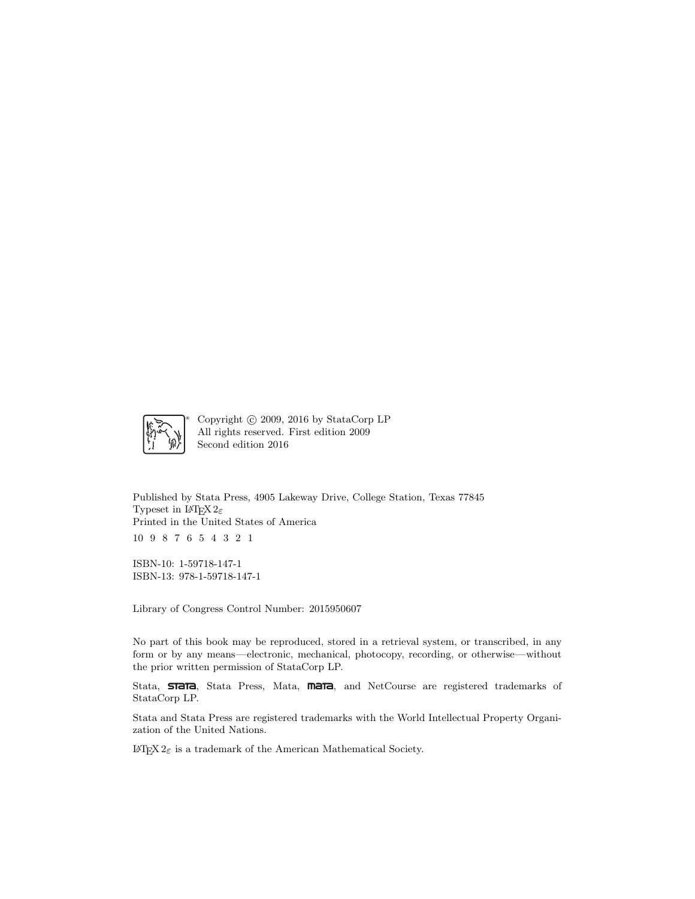Copyright © 2009, 2016 by StataCorp LP
All rights reserved. First edition 2009
Second edition 2016

Published by Stata Press, 4905 Lakeway Drive, College Station, Texas 77845
Typeset in $\LaTeX\,2_\varepsilon$
Printed in the United States of America

10 9 8 7 6 5 4 3 2 1

ISBN-10: 1-59718-147-1
ISBN-13: 978-1-59718-147-1

Library of Congress Control Number: 2015950607

No part of this book may be reproduced, stored in a retrieval system, or transcribed, in any form or by any means—electronic, mechanical, photocopy, recording, or otherwise—without the prior written permission of StataCorp LP.

Stata, **STATA**, Stata Press, Mata, **MATA**, and NetCourse are registered trademarks of StataCorp LP.

Stata and Stata Press are registered trademarks with the World Intellectual Property Organization of the United Nations.

$\LaTeX\,2_\varepsilon$ is a trademark of the American Mathematical Society.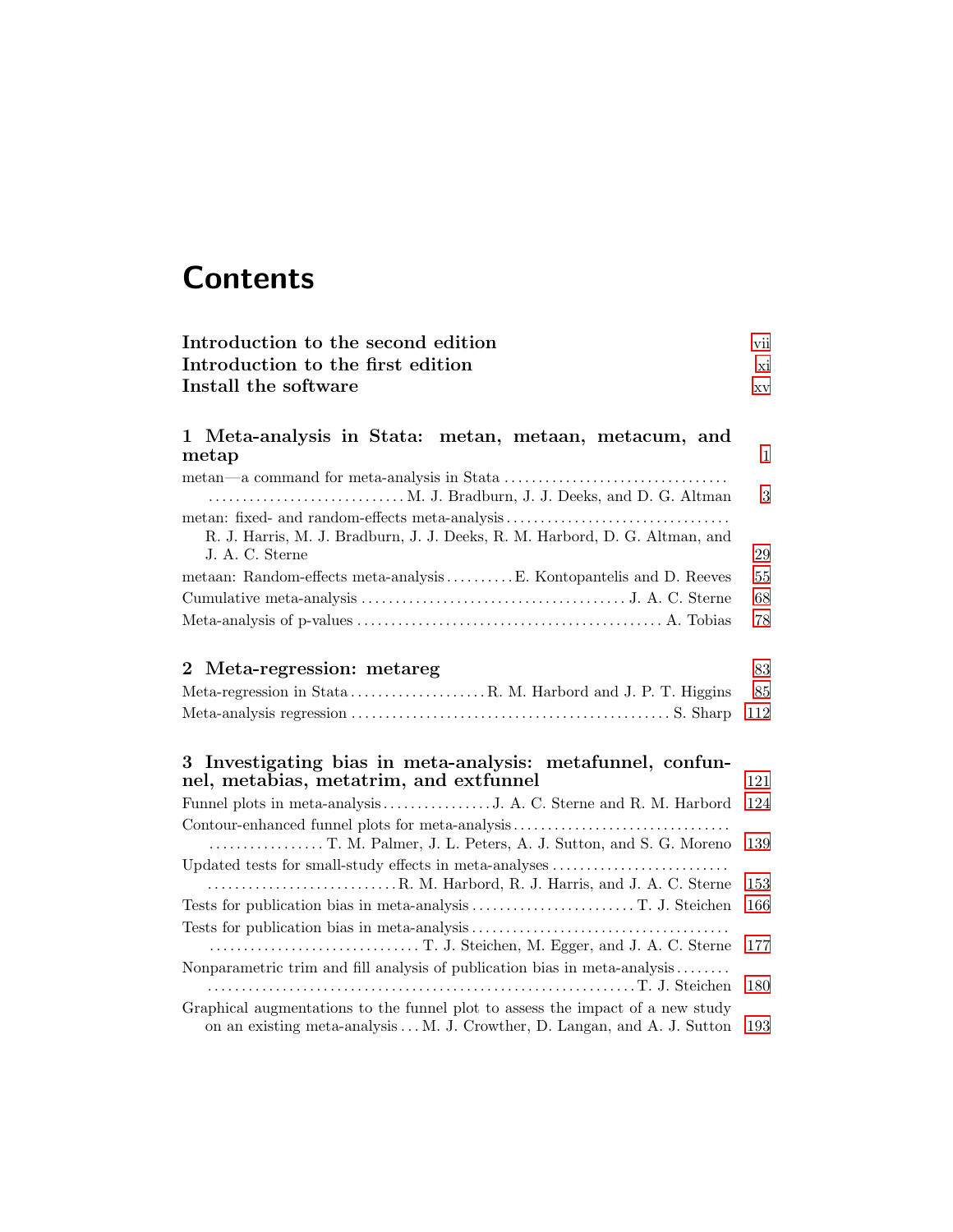# Contents

**Introduction to the second edition** vii

**Introduction to the first edition** xi

**Install the software** xv

## 1 Meta-analysis in Stata: metan, metaan, metacum, and metap 1

metan—a command for meta-analysis in Stata . . . M. J. Bradburn, J. J. Deeks, and D. G. Altman 3

metan: fixed- and random-effects meta-analysis . . . R. J. Harris, M. J. Bradburn, J. J. Deeks, R. M. Harbord, D. G. Altman, and J. A. C. Sterne 29

metaan: Random-effects meta-analysis . . . E. Kontopantelis and D. Reeves 55

Cumulative meta-analysis . . . J. A. C. Sterne 68

Meta-analysis of p-values . . . A. Tobias 78

## 2 Meta-regression: metareg 83

Meta-regression in Stata . . . R. M. Harbord and J. P. T. Higgins 85

Meta-analysis regression . . . S. Sharp 112

## 3 Investigating bias in meta-analysis: metafunnel, confunnel, metabias, metatrim, and extfunnel 121

Funnel plots in meta-analysis . . . J. A. C. Sterne and R. M. Harbord 124

Contour-enhanced funnel plots for meta-analysis . . . T. M. Palmer, J. L. Peters, A. J. Sutton, and S. G. Moreno 139

Updated tests for small-study effects in meta-analyses . . . R. M. Harbord, R. J. Harris, and J. A. C. Sterne 153

Tests for publication bias in meta-analysis . . . T. J. Steichen 166

Tests for publication bias in meta-analysis . . . T. J. Steichen, M. Egger, and J. A. C. Sterne 177

Nonparametric trim and fill analysis of publication bias in meta-analysis . . . T. J. Steichen 180

Graphical augmentations to the funnel plot to assess the impact of a new study on an existing meta-analysis . . . M. J. Crowther, D. Langan, and A. J. Sutton 193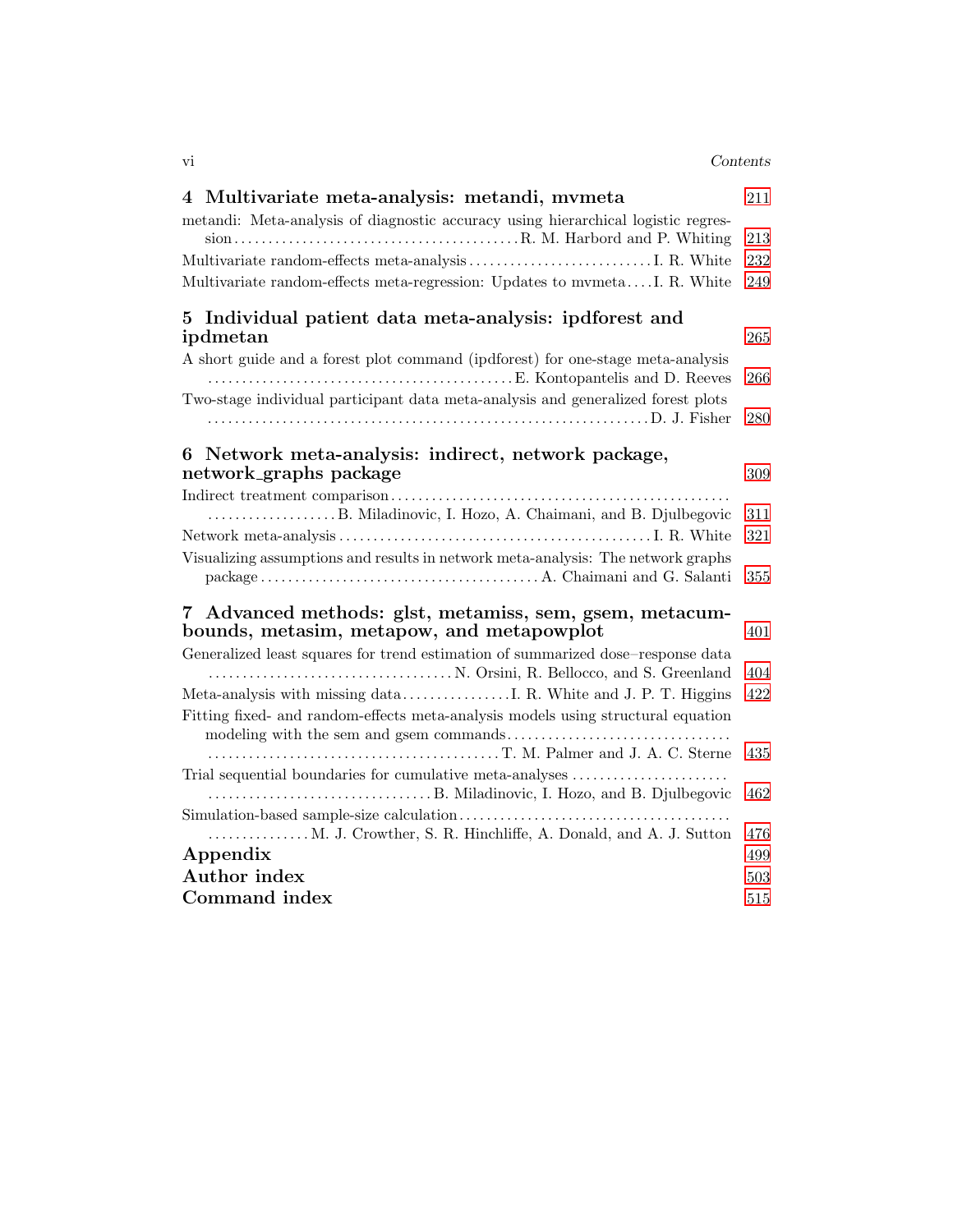## 4 Multivariate meta-analysis: metandi, mvmeta — 211

metandi: Meta-analysis of diagnostic accuracy using hierarchical logistic regression ... R. M. Harbord and P. Whiting — 213

Multivariate random-effects meta-analysis ... I. R. White — 232

Multivariate random-effects meta-regression: Updates to mvmeta ... I. R. White — 249

## 5 Individual patient data meta-analysis: ipdforest and ipdmetan — 265

A short guide and a forest plot command (ipdforest) for one-stage meta-analysis ... E. Kontopantelis and D. Reeves — 266

Two-stage individual participant data meta-analysis and generalized forest plots ... D. J. Fisher — 280

## 6 Network meta-analysis: indirect, network package, network_graphs package — 309

Indirect treatment comparison ... B. Miladinovic, I. Hozo, A. Chaimani, and B. Djulbegovic — 311

Network meta-analysis ... I. R. White — 321

Visualizing assumptions and results in network meta-analysis: The network graphs package ... A. Chaimani and G. Salanti — 355

## 7 Advanced methods: glst, metamiss, sem, gsem, metacumbounds, metasim, metapow, and metapowplot — 401

Generalized least squares for trend estimation of summarized dose–response data ... N. Orsini, R. Bellocco, and S. Greenland — 404

Meta-analysis with missing data ... I. R. White and J. P. T. Higgins — 422

Fitting fixed- and random-effects meta-analysis models using structural equation modeling with the sem and gsem commands ... T. M. Palmer and J. A. C. Sterne — 435

Trial sequential boundaries for cumulative meta-analyses ... B. Miladinovic, I. Hozo, and B. Djulbegovic — 462

Simulation-based sample-size calculation ... M. J. Crowther, S. R. Hinchliffe, A. Donald, and A. J. Sutton — 476

## Appendix — 499

## Author index — 503

## Command index — 515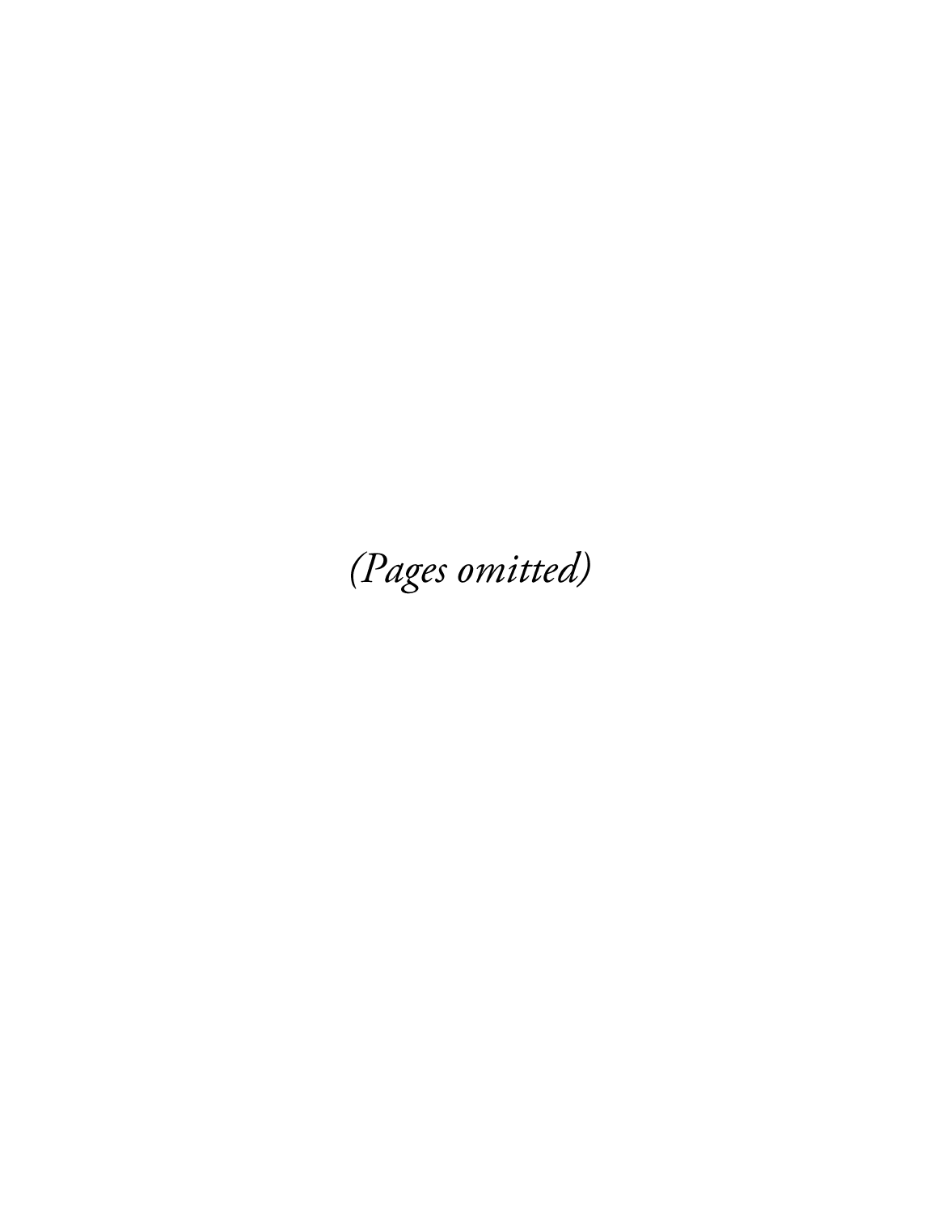*(Pages omitted)*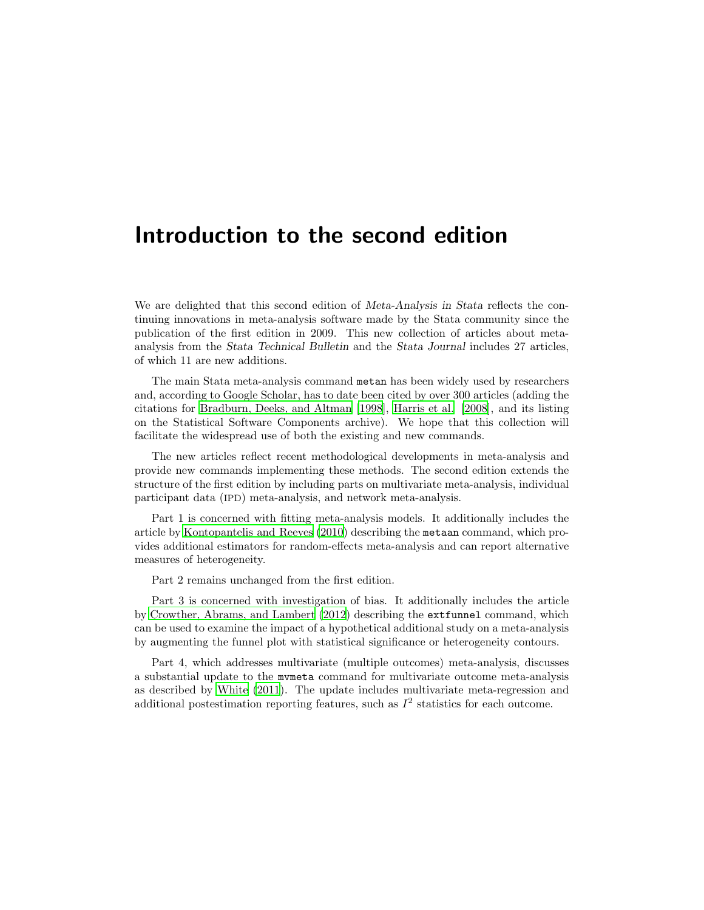# Introduction to the second edition

We are delighted that this second edition of *Meta-Analysis in Stata* reflects the continuing innovations in meta-analysis software made by the Stata community since the publication of the first edition in 2009. This new collection of articles about meta-analysis from the *Stata Technical Bulletin* and the *Stata Journal* includes 27 articles, of which 11 are new additions.

The main Stata meta-analysis command `metan` has been widely used by researchers and, according to Google Scholar, has to date been cited by over 300 articles (adding the citations for Bradburn, Deeks, and Altman [1998], Harris et al. [2008], and its listing on the Statistical Software Components archive). We hope that this collection will facilitate the widespread use of both the existing and new commands.

The new articles reflect recent methodological developments in meta-analysis and provide new commands implementing these methods. The second edition extends the structure of the first edition by including parts on multivariate meta-analysis, individual participant data (IPD) meta-analysis, and network meta-analysis.

Part 1 is concerned with fitting meta-analysis models. It additionally includes the article by Kontopantelis and Reeves (2010) describing the `metaan` command, which provides additional estimators for random-effects meta-analysis and can report alternative measures of heterogeneity.

Part 2 remains unchanged from the first edition.

Part 3 is concerned with investigation of bias. It additionally includes the article by Crowther, Abrams, and Lambert (2012) describing the `extfunnel` command, which can be used to examine the impact of a hypothetical additional study on a meta-analysis by augmenting the funnel plot with statistical significance or heterogeneity contours.

Part 4, which addresses multivariate (multiple outcomes) meta-analysis, discusses a substantial update to the `mvmeta` command for multivariate outcome meta-analysis as described by White (2011). The update includes multivariate meta-regression and additional postestimation reporting features, such as $I^2$ statistics for each outcome.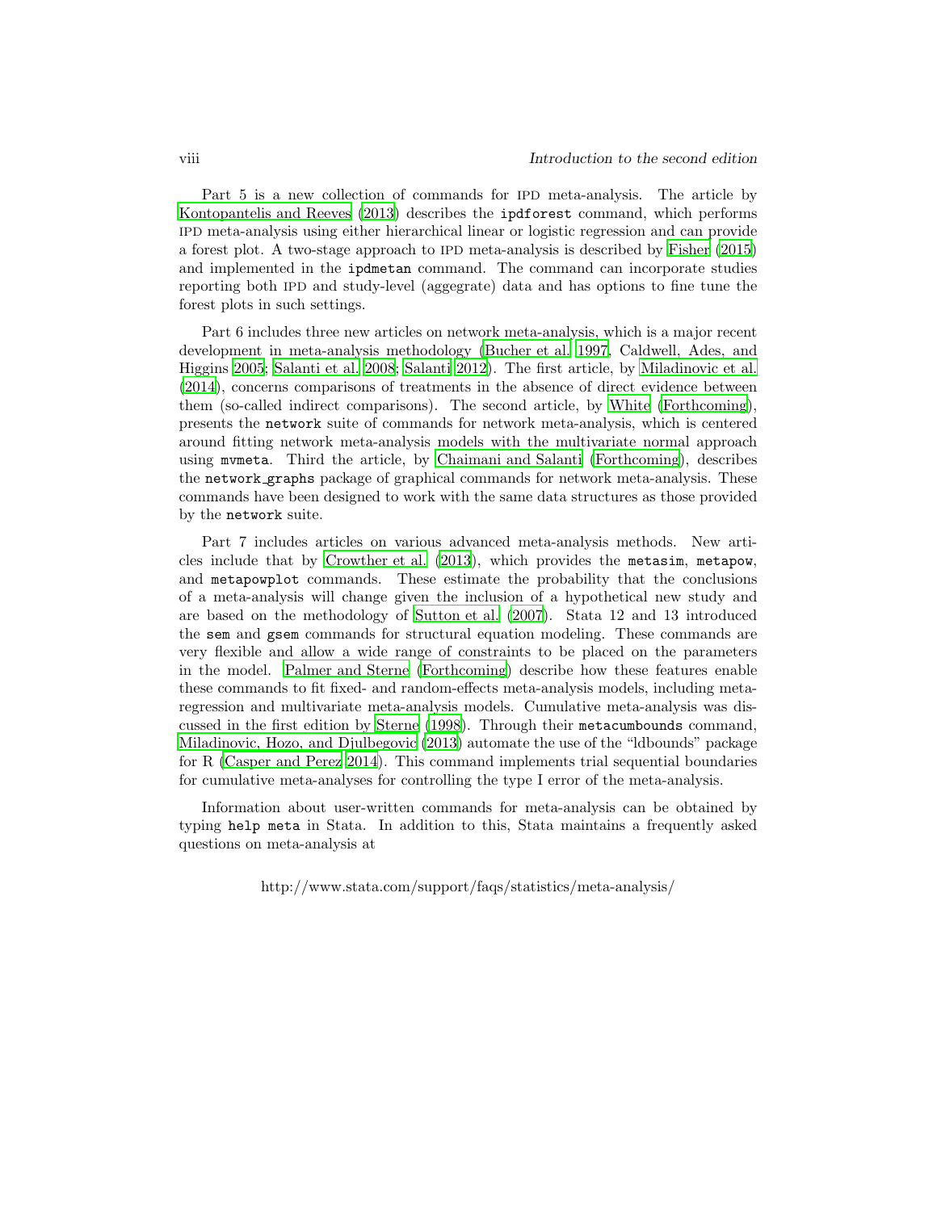Part 5 is a new collection of commands for IPD meta-analysis. The article by Kontopantelis and Reeves (2013) describes the `ipdforest` command, which performs IPD meta-analysis using either hierarchical linear or logistic regression and can provide a forest plot. A two-stage approach to IPD meta-analysis is described by Fisher (2015) and implemented in the `ipdmetan` command. The command can incorporate studies reporting both IPD and study-level (aggegrate) data and has options to fine tune the forest plots in such settings.

Part 6 includes three new articles on network meta-analysis, which is a major recent development in meta-analysis methodology (Bucher et al. 1997, Caldwell, Ades, and Higgins 2005; Salanti et al. 2008; Salanti 2012). The first article, by Miladinovic et al. (2014), concerns comparisons of treatments in the absence of direct evidence between them (so-called indirect comparisons). The second article, by White (Forthcoming), presents the `network` suite of commands for network meta-analysis, which is centered around fitting network meta-analysis models with the multivariate normal approach using `mvmeta`. Third the article, by Chaimani and Salanti (Forthcoming), describes the `network_graphs` package of graphical commands for network meta-analysis. These commands have been designed to work with the same data structures as those provided by the `network` suite.

Part 7 includes articles on various advanced meta-analysis methods. New articles include that by Crowther et al. (2013), which provides the `metasim`, `metapow`, and `metapowplot` commands. These estimate the probability that the conclusions of a meta-analysis will change given the inclusion of a hypothetical new study and are based on the methodology of Sutton et al. (2007). Stata 12 and 13 introduced the `sem` and `gsem` commands for structural equation modeling. These commands are very flexible and allow a wide range of constraints to be placed on the parameters in the model. Palmer and Sterne (Forthcoming) describe how these features enable these commands to fit fixed- and random-effects meta-analysis models, including meta-regression and multivariate meta-analysis models. Cumulative meta-analysis was discussed in the first edition by Sterne (1998). Through their `metacumbounds` command, Miladinovic, Hozo, and Djulbegovic (2013) automate the use of the "ldbounds" package for R (Casper and Perez 2014). This command implements trial sequential boundaries for cumulative meta-analyses for controlling the type I error of the meta-analysis.

Information about user-written commands for meta-analysis can be obtained by typing `help meta` in Stata. In addition to this, Stata maintains a frequently asked questions on meta-analysis at

http://www.stata.com/support/faqs/statistics/meta-analysis/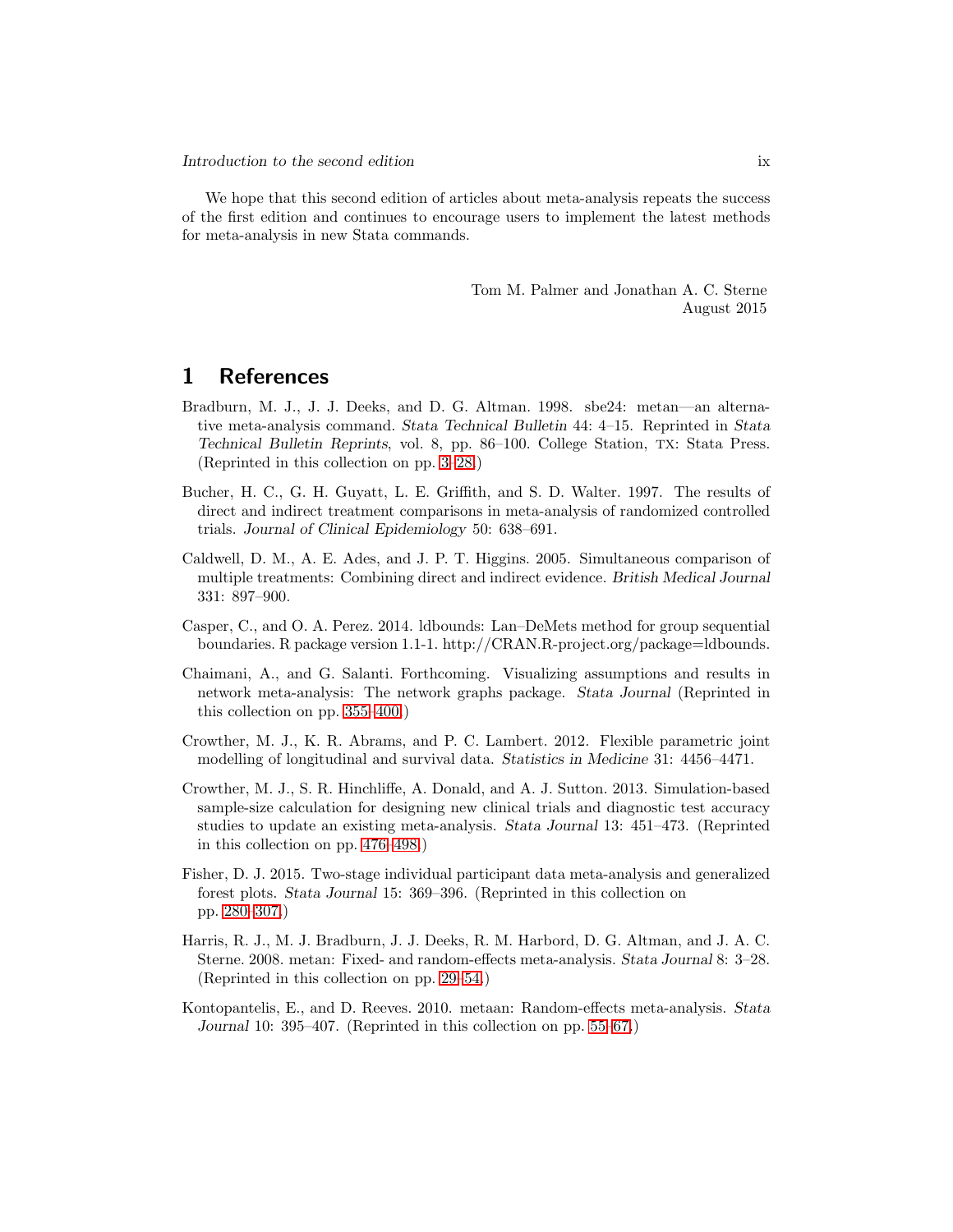We hope that this second edition of articles about meta-analysis repeats the success of the first edition and continues to encourage users to implement the latest methods for meta-analysis in new Stata commands.

Tom M. Palmer and Jonathan A. C. Sterne
August 2015

# 1 References

Bradburn, M. J., J. J. Deeks, and D. G. Altman. 1998. sbe24: metan—an alternative meta-analysis command. *Stata Technical Bulletin* 44: 4–15. Reprinted in *Stata Technical Bulletin Reprints*, vol. 8, pp. 86–100. College Station, TX: Stata Press. (Reprinted in this collection on pp. 3–28.)

Bucher, H. C., G. H. Guyatt, L. E. Griffith, and S. D. Walter. 1997. The results of direct and indirect treatment comparisons in meta-analysis of randomized controlled trials. *Journal of Clinical Epidemiology* 50: 638–691.

Caldwell, D. M., A. E. Ades, and J. P. T. Higgins. 2005. Simultaneous comparison of multiple treatments: Combining direct and indirect evidence. *British Medical Journal* 331: 897–900.

Casper, C., and O. A. Perez. 2014. ldbounds: Lan–DeMets method for group sequential boundaries. R package version 1.1-1. http://CRAN.R-project.org/package=ldbounds.

Chaimani, A., and G. Salanti. Forthcoming. Visualizing assumptions and results in network meta-analysis: The network graphs package. *Stata Journal* (Reprinted in this collection on pp. 355–400.)

Crowther, M. J., K. R. Abrams, and P. C. Lambert. 2012. Flexible parametric joint modelling of longitudinal and survival data. *Statistics in Medicine* 31: 4456–4471.

Crowther, M. J., S. R. Hinchliffe, A. Donald, and A. J. Sutton. 2013. Simulation-based sample-size calculation for designing new clinical trials and diagnostic test accuracy studies to update an existing meta-analysis. *Stata Journal* 13: 451–473. (Reprinted in this collection on pp. 476–498.)

Fisher, D. J. 2015. Two-stage individual participant data meta-analysis and generalized forest plots. *Stata Journal* 15: 369–396. (Reprinted in this collection on pp. 280–307.)

Harris, R. J., M. J. Bradburn, J. J. Deeks, R. M. Harbord, D. G. Altman, and J. A. C. Sterne. 2008. metan: Fixed- and random-effects meta-analysis. *Stata Journal* 8: 3–28. (Reprinted in this collection on pp. 29–54.)

Kontopantelis, E., and D. Reeves. 2010. metaan: Random-effects meta-analysis. *Stata Journal* 10: 395–407. (Reprinted in this collection on pp. 55–67.)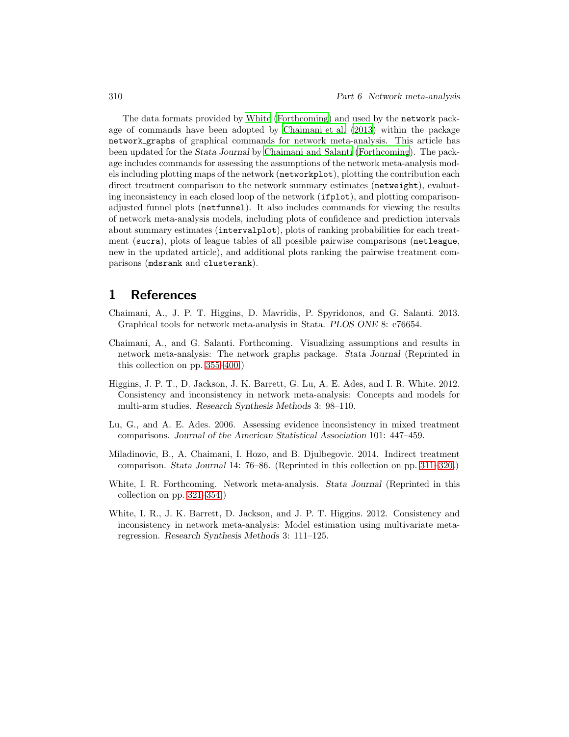The data formats provided by White (Forthcoming) and used by the `network` package of commands have been adopted by Chaimani et al. (2013) within the package `network_graphs` of graphical commands for network meta-analysis. This article has been updated for the *Stata Journal* by Chaimani and Salanti (Forthcoming). The package includes commands for assessing the assumptions of the network meta-analysis models including plotting maps of the network (`networkplot`), plotting the contribution each direct treatment comparison to the network summary estimates (`netweight`), evaluating inconsistency in each closed loop of the network (`ifplot`), and plotting comparison-adjusted funnel plots (`netfunnel`). It also includes commands for viewing the results of network meta-analysis models, including plots of confidence and prediction intervals about summary estimates (`intervalplot`), plots of ranking probabilities for each treatment (`sucra`), plots of league tables of all possible pairwise comparisons (`netleague`, new in the updated article), and additional plots ranking the pairwise treatment comparisons (`mdsrank` and `clusterank`).

# 1 References

Chaimani, A., J. P. T. Higgins, D. Mavridis, P. Spyridonos, and G. Salanti. 2013. Graphical tools for network meta-analysis in Stata. *PLOS ONE* 8: e76654.

Chaimani, A., and G. Salanti. Forthcoming. Visualizing assumptions and results in network meta-analysis: The network graphs package. *Stata Journal* (Reprinted in this collection on pp. 355–400.)

Higgins, J. P. T., D. Jackson, J. K. Barrett, G. Lu, A. E. Ades, and I. R. White. 2012. Consistency and inconsistency in network meta-analysis: Concepts and models for multi-arm studies. *Research Synthesis Methods* 3: 98–110.

Lu, G., and A. E. Ades. 2006. Assessing evidence inconsistency in mixed treatment comparisons. *Journal of the American Statistical Association* 101: 447–459.

Miladinovic, B., A. Chaimani, I. Hozo, and B. Djulbegovic. 2014. Indirect treatment comparison. *Stata Journal* 14: 76–86. (Reprinted in this collection on pp. 311–320.)

White, I. R. Forthcoming. Network meta-analysis. *Stata Journal* (Reprinted in this collection on pp. 321–354.)

White, I. R., J. K. Barrett, D. Jackson, and J. P. T. Higgins. 2012. Consistency and inconsistency in network meta-analysis: Model estimation using multivariate meta-regression. *Research Synthesis Methods* 3: 111–125.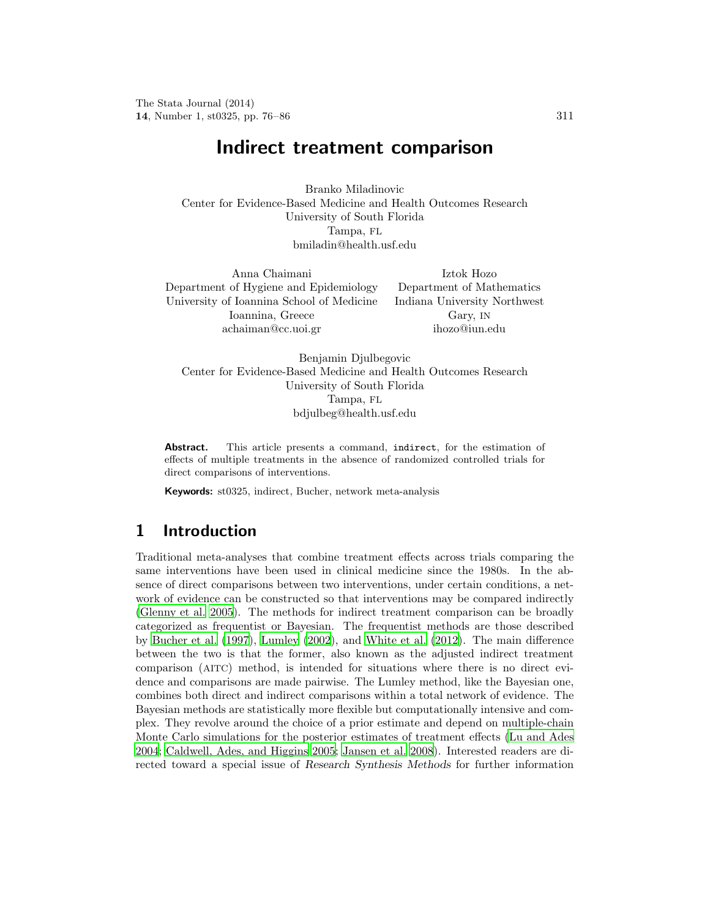# Indirect treatment comparison

Branko Miladinovic
Center for Evidence-Based Medicine and Health Outcomes Research
University of South Florida
Tampa, FL
bmiladin@health.usf.edu

Anna Chaimani
Department of Hygiene and Epidemiology
University of Ioannina School of Medicine
Ioannina, Greece
achaiman@cc.uoi.gr

Iztok Hozo
Department of Mathematics
Indiana University Northwest
Gary, IN
ihozo@iun.edu

Benjamin Djulbegovic
Center for Evidence-Based Medicine and Health Outcomes Research
University of South Florida
Tampa, FL
bdjulbeg@health.usf.edu

**Abstract.** This article presents a command, `indirect`, for the estimation of effects of multiple treatments in the absence of randomized controlled trials for direct comparisons of interventions.

**Keywords:** st0325, indirect, Bucher, network meta-analysis

## 1 Introduction

Traditional meta-analyses that combine treatment effects across trials comparing the same interventions have been used in clinical medicine since the 1980s. In the absence of direct comparisons between two interventions, under certain conditions, a network of evidence can be constructed so that interventions may be compared indirectly (Glenny et al. 2005). The methods for indirect treatment comparison can be broadly categorized as frequentist or Bayesian. The frequentist methods are those described by Bucher et al. (1997), Lumley (2002), and White et al. (2012). The main difference between the two is that the former, also known as the adjusted indirect treatment comparison (AITC) method, is intended for situations where there is no direct evidence and comparisons are made pairwise. The Lumley method, like the Bayesian one, combines both direct and indirect comparisons within a total network of evidence. The Bayesian methods are statistically more flexible but computationally intensive and complex. They revolve around the choice of a prior estimate and depend on multiple-chain Monte Carlo simulations for the posterior estimates of treatment effects (Lu and Ades 2004; Caldwell, Ades, and Higgins 2005; Jansen et al. 2008). Interested readers are directed toward a special issue of *Research Synthesis Methods* for further information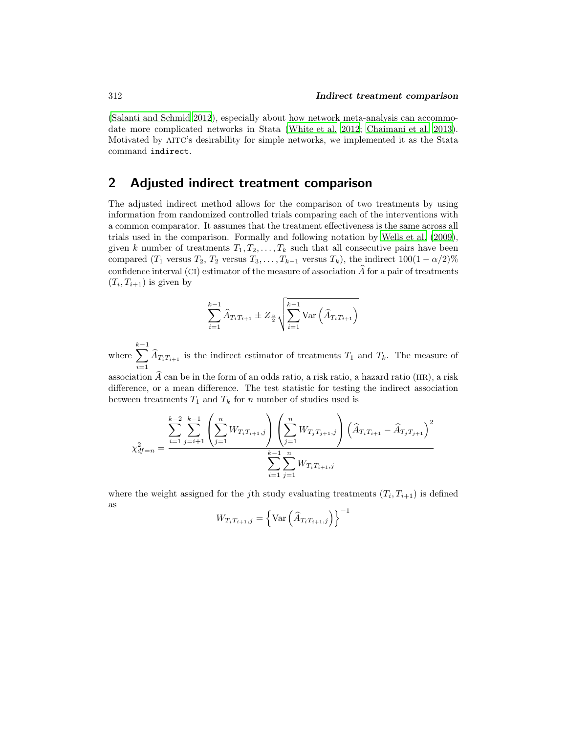(Salanti and Schmid 2012), especially about how network meta-analysis can accommodate more complicated networks in Stata (White et al. 2012; Chaimani et al. 2013). Motivated by AITC's desirability for simple networks, we implemented it as the Stata command `indirect`.

## 2 Adjusted indirect treatment comparison

The adjusted indirect method allows for the comparison of two treatments by using information from randomized controlled trials comparing each of the interventions with a common comparator. It assumes that the treatment effectiveness is the same across all trials used in the comparison. Formally and following notation by Wells et al. (2009), given $k$ number of treatments $T_1, T_2, \ldots, T_k$ such that all consecutive pairs have been compared ($T_1$ versus $T_2$, $T_2$ versus $T_3, \ldots, T_{k-1}$ versus $T_k$), the indirect $100(1-\alpha/2)\%$ confidence interval (CI) estimator of the measure of association $\widehat{A}$ for a pair of treatments $(T_i, T_{i+1})$ is given by

$$\sum_{i=1}^{k-1} \widehat{A}_{T_i T_{i+1}} \pm Z_{\frac{\alpha}{2}} \sqrt{\sum_{i=1}^{k-1} \text{Var}\left(\widehat{A}_{T_i T_{i+1}}\right)}$$

where $\sum_{i=1}^{k-1} \widehat{A}_{T_i T_{i+1}}$ is the indirect estimator of treatments $T_1$ and $T_k$. The measure of association $\widehat{A}$ can be in the form of an odds ratio, a risk ratio, a hazard ratio (HR), a risk difference, or a mean difference. The test statistic for testing the indirect association between treatments $T_1$ and $T_k$ for $n$ number of studies used is

$$\chi^2_{df=n} = \frac{\sum_{i=1}^{k-2} \sum_{j=i+1}^{k-1} \left(\sum_{j=1}^{n} W_{T_i T_{i+1}, j}\right) \left(\sum_{j=1}^{n} W_{T_j T_{j+1}, j}\right) \left(\widehat{A}_{T_i T_{i+1}} - \widehat{A}_{T_j T_{j+1}}\right)^2}{\sum_{i=1}^{k-1} \sum_{j=1}^{n} W_{T_i T_{i+1}, j}}$$

where the weight assigned for the $j$th study evaluating treatments $(T_i, T_{i+1})$ is defined as

$$W_{T_i T_{i+1}, j} = \left\{\text{Var}\left(\widehat{A}_{T_i T_{i+1}, j}\right)\right\}^{-1}$$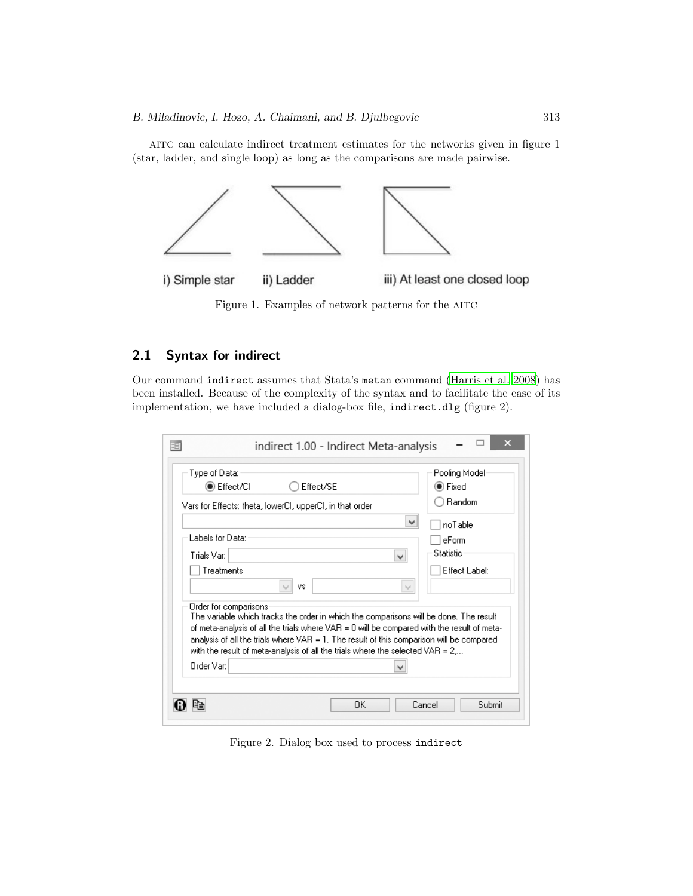AITC can calculate indirect treatment estimates for the networks given in figure 1 (star, ladder, and single loop) as long as the comparisons are made pairwise.

i) Simple star

ii) Ladder

iii) At least one closed loop

Figure 1. Examples of network patterns for the AITC

## 2.1 Syntax for indirect

Our command `indirect` assumes that Stata's `metan` command (Harris et al. 2008) has been installed. Because of the complexity of the syntax and to facilitate the ease of its implementation, we have included a dialog-box file, `indirect.dlg` (figure 2).

indirect 1.00 - Indirect Meta-analysis

Type of Data:

Effect/CI

Effect/SE

Pooling Model

Fixed

Random

Vars for Effects: theta, lowerCI, upperCI, in that order

noTable

eForm

Labels for Data:

Trials Var:

Treatments

vs

Statistic

Effect Label:

Order for comparisons

The variable which tracks the order in which the comparisons will be done. The result of meta-analysis of all the trials where VAR = 0 will be compared with the result of meta-analysis of all the trials where VAR = 1. The result of this comparison will be compared with the result of meta-analysis of all the trials where the selected VAR = 2,...

Order Var:

OK

Cancel

Submit

Figure 2. Dialog box used to process `indirect`